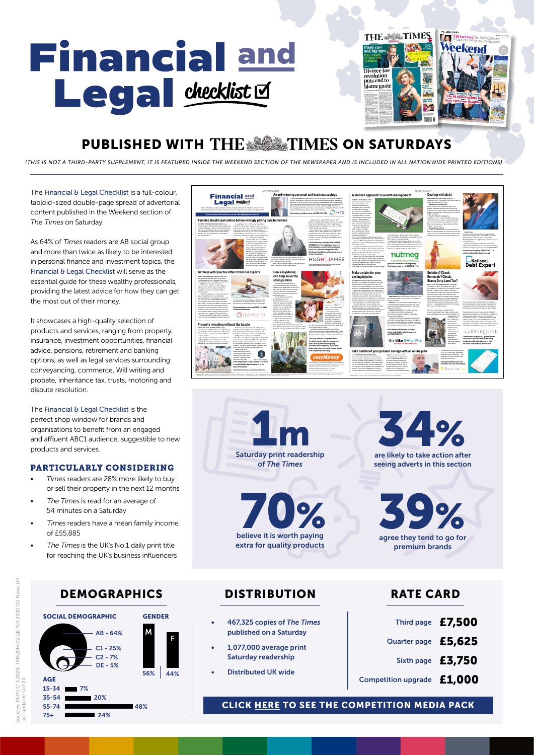# Financial and Legal checklist

## PUBLISHED WITH THE TIMES ON SATURDAYS

*(THIS IS NOT A THIRD-PARTY SUPPLEMENT, IT IS FEATURED INSIDE THE WEEKEND SECTION OF THE NEWSPAPER AND IS INCLUDED IN ALL NATIONWIDE PRINTED EDITIONS)*

The Financial & Legal Checklist is a full-colour, tabloid-sized double-page spread of advertorial content published in the Weekend section of *The Times* on Saturday.

As 64% of *Times* readers are AB social group and more than twice as likely to be interested in personal finance and investment topics, the Financial & Legal Checklist will serve as the essential guide for these wealthy professionals, providing the latest advice for how they can get the most out of their money.

It showcases a high-quality selection of products and services, ranging from property, insurance, investment opportunities, financial advice, pensions, retirement and banking options, as well as legal services surrounding conveyancing, commerce, Will writing and probate, inheritance tax, trusts, motoring and dispute resolution.

The Financial & Legal Checklist is the perfect shop window for brands and organisations to benefit from an engaged and affluent ABC1 audience, suggestible to new products and services.

### PARTICULARLY CONSIDERING

- *Times* readers are 28% more likely to buy or sell their property in the next 12 months
- *The Times* is read for an average of 54 minutes on a Saturday
- *Times* readers have a mean family income of £55,885
- *The Times* is the UK's No.1 daily print title for reaching the UK's business influencers

**1m** Saturday print readership of *The Times*

**34%** are likely to take action after seeing adverts in this section

**70%** believe it is worth paying extra for quality products

**39%** agree they tend to go for premium brands

## DEMOGRAPHICS

### SOCIAL DEMOGRAPHIC

- AB - 64%
- C1 - 25%
- C2 - 7%
- DE - 5%

### GENDER

| M | F |
|---|---|
| 56% | 44% |

### AGE

| Age | % |
|---|---|
| 15-34 | 7% |
| 35-54 | 20% |
| 55-74 | 48% |
| 75+ | 24% |

## DISTRIBUTION

- 467,325 copies of *The Times* published on a Saturday
- 1,077,000 average print Saturday readership
- Distributed UK wide

## RATE CARD

| | |
|---|---|
| Third page | £7,500 |
| Quarter page | £5,625 |
| Sixth page | £3,750 |
| Competition upgrade | £1,000 |

**CLICK HERE TO SEE THE COMPETITION MEDIA PACK**

Sources: PAMCO 3 2020, TAM20MOS GB TGI 2020 Q3 News UK. Last updated Oct 20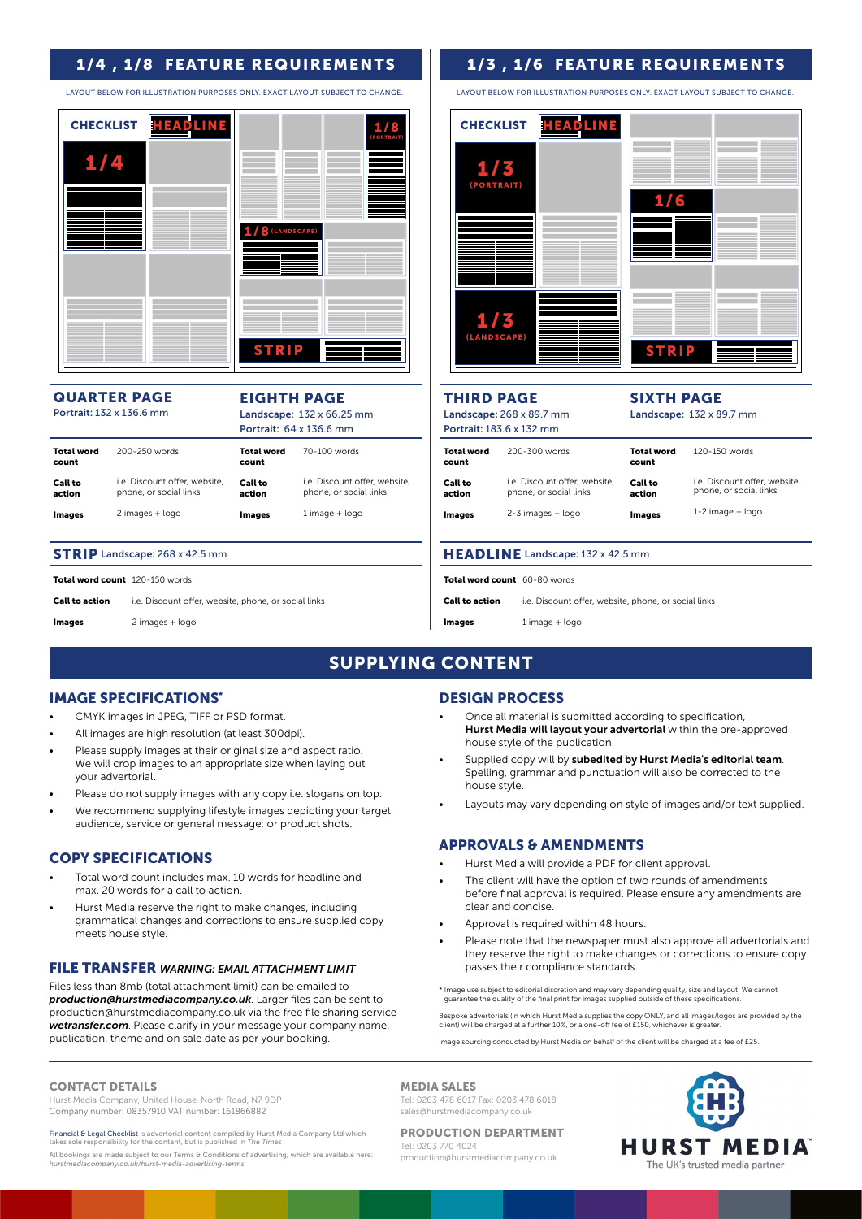## 1/4 , 1/8 FEATURE REQUIREMENTS

LAYOUT BELOW FOR ILLUSTRATION PURPOSES ONLY. EXACT LAYOUT SUBJECT TO CHANGE.

CHECKLIST HEADLINE

1/4

1/8 (PORTRAIT)

1/8 (LANDSCAPE)

STRIP

### QUARTER PAGE

Portrait: 132 x 136.6 mm

| | |
|---|---|
| **Total word count** | 200-250 words |
| **Call to action** | i.e. Discount offer, website, phone, or social links |
| **Images** | 2 images + logo |

### EIGHTH PAGE

Landscape: 132 x 66.25 mm
Portrait: 64 x 136.6 mm

| | |
|---|---|
| **Total word count** | 70-100 words |
| **Call to action** | i.e. Discount offer, website, phone, or social links |
| **Images** | 1 image + logo |

### STRIP Landscape: 268 x 42.5 mm

| | |
|---|---|
| **Total word count** | 120-150 words |
| **Call to action** | i.e. Discount offer, website, phone, or social links |
| **Images** | 2 images + logo |

## 1/3 , 1/6 FEATURE REQUIREMENTS

LAYOUT BELOW FOR ILLUSTRATION PURPOSES ONLY. EXACT LAYOUT SUBJECT TO CHANGE.

CHECKLIST HEADLINE

1/3 (PORTRAIT)

1/6

1/3 (LANDSCAPE)

STRIP

### THIRD PAGE

Landscape: 268 x 89.7 mm
Portrait: 183.6 x 132 mm

| | |
|---|---|
| **Total word count** | 200-300 words |
| **Call to action** | i.e. Discount offer, website, phone, or social links |
| **Images** | 2-3 images + logo |

### SIXTH PAGE

Landscape: 132 x 89.7 mm

| | |
|---|---|
| **Total word count** | 120-150 words |
| **Call to action** | i.e. Discount offer, website, phone, or social links |
| **Images** | 1-2 image + logo |

### HEADLINE Landscape: 132 x 42.5 mm

| | |
|---|---|
| **Total word count** | 60-80 words |
| **Call to action** | i.e. Discount offer, website, phone, or social links |
| **Images** | 1 image + logo |

## SUPPLYING CONTENT

### IMAGE SPECIFICATIONS*

- CMYK images in JPEG, TIFF or PSD format.
- All images are high resolution (at least 300dpi).
- Please supply images at their original size and aspect ratio. We will crop images to an appropriate size when laying out your advertorial.
- Please do not supply images with any copy i.e. slogans on top.
- We recommend supplying lifestyle images depicting your target audience, service or general message; or product shots.

### COPY SPECIFICATIONS

- Total word count includes max. 10 words for headline and max. 20 words for a call to action.
- Hurst Media reserve the right to make changes, including grammatical changes and corrections to ensure supplied copy meets house style.

### FILE TRANSFER *WARNING: EMAIL ATTACHMENT LIMIT*

Files less than 8mb (total attachment limit) can be emailed to ***production@hurstmediacompany.co.uk***. Larger files can be sent to production@hurstmediacompany.co.uk via the free file sharing service ***wetransfer.com***. Please clarify in your message your company name, publication, theme and on sale date as per your booking.

### DESIGN PROCESS

- Once all material is submitted according to specification, **Hurst Media will layout your advertorial** within the pre-approved house style of the publication.
- Supplied copy will by **subedited by Hurst Media's editorial team**. Spelling, grammar and punctuation will also be corrected to the house style.
- Layouts may vary depending on style of images and/or text supplied.

### APPROVALS & AMENDMENTS

- Hurst Media will provide a PDF for client approval.
- The client will have the option of two rounds of amendments before final approval is required. Please ensure any amendments are clear and concise.
- Approval is required within 48 hours.
- Please note that the newspaper must also approve all advertorials and they reserve the right to make changes or corrections to ensure copy passes their compliance standards.

\* Image use subject to editorial discretion and may vary depending quality, size and layout. We cannot guarantee the quality of the final print for images supplied outside of these specifications.

Bespoke advertorials (in which Hurst Media supplies the copy ONLY, and all images/logos are provided by the client) will be charged at a further 10%, or a one-off fee of £150, whichever is greater.

Image sourcing conducted by Hurst Media on behalf of the client will be charged at a fee of £25.

### CONTACT DETAILS

Hurst Media Company, United House, North Road, N7 9DP
Company number: 08357910 VAT number: 161866882

Financial & Legal Checklist is advertorial content compiled by Hurst Media Company Ltd which takes sole responsibility for the content, but is published in *The Times*

All bookings are made subject to our Terms & Conditions of advertising, which are available here: *hurstmediacompany.co.uk/hurst-media-advertising-terms*

### MEDIA SALES

Tel: 0203 478 6017 Fax: 0203 478 6018
sales@hurstmediacompany.co.uk

### PRODUCTION DEPARTMENT

Tel: 0203 770 4024
production@hurstmediacompany.co.uk

HURST MEDIA
The UK's trusted media partner